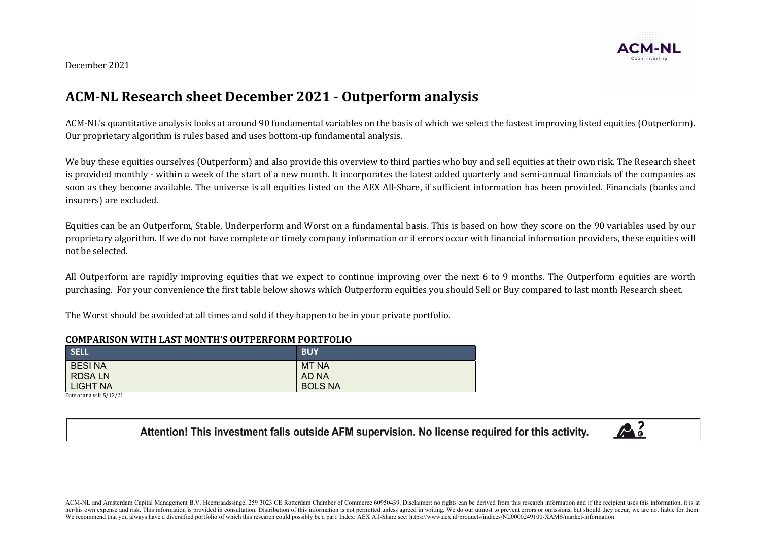December 2021

# ACM-NL Research sheet December 2021 - Outperform analysis

ACM-NL's quantitative analysis looks at around 90 fundamental variables on the basis of which we select the fastest improving listed equities (Outperform). Our proprietary algorithm is rules based and uses bottom-up fundamental analysis.

We buy these equities ourselves (Outperform) and also provide this overview to third parties who buy and sell equities at their own risk. The Research sheet is provided monthly - within a week of the start of a new month. It incorporates the latest added quarterly and semi-annual financials of the companies as soon as they become available. The universe is all equities listed on the AEX All-Share, if sufficient information has been provided. Financials (banks and insurers) are excluded.

Equities can be an Outperform, Stable, Underperform and Worst on a fundamental basis. This is based on how they score on the 90 variables used by our proprietary algorithm. If we do not have complete or timely company information or if errors occur with financial information providers, these equities will not be selected.

All Outperform are rapidly improving equities that we expect to continue improving over the next 6 to 9 months. The Outperform equities are worth purchasing. For your convenience the first table below shows which Outperform equities you should Sell or Buy compared to last month Research sheet.

The Worst should be avoided at all times and sold if they happen to be in your private portfolio.

**COMPARISON WITH LAST MONTH'S OUTPERFORM PORTFOLIO**

| SELL | BUY |
|---|---|
| BESI NA | MT NA |
| RDSA LN | AD NA |
| LIGHT NA | BOLS NA |

Date of analysis 5/12/21

**Attention! This investment falls outside AFM supervision. No license required for this activity.**

ACM-NL and Amsterdam Capital Management B.V. Heemraadssingel 259 3023 CE Rotterdam Chamber of Commerce 60950439. Disclaimer: no rights can be derived from this research information and if the recipient uses this information, it is at her/his own expense and risk. This information is provided in consultation. Distribution of this information is not permitted unless agreed in writing. We do our utmost to prevent errors or omissions, but should they occur, we are not liable for them. We recommend that you always have a diversified portfolio of which this research could possibly be a part. Index: AEX All-Share see: https://www.aex.nl/products/indices/NL0000249100-XAMS/market-information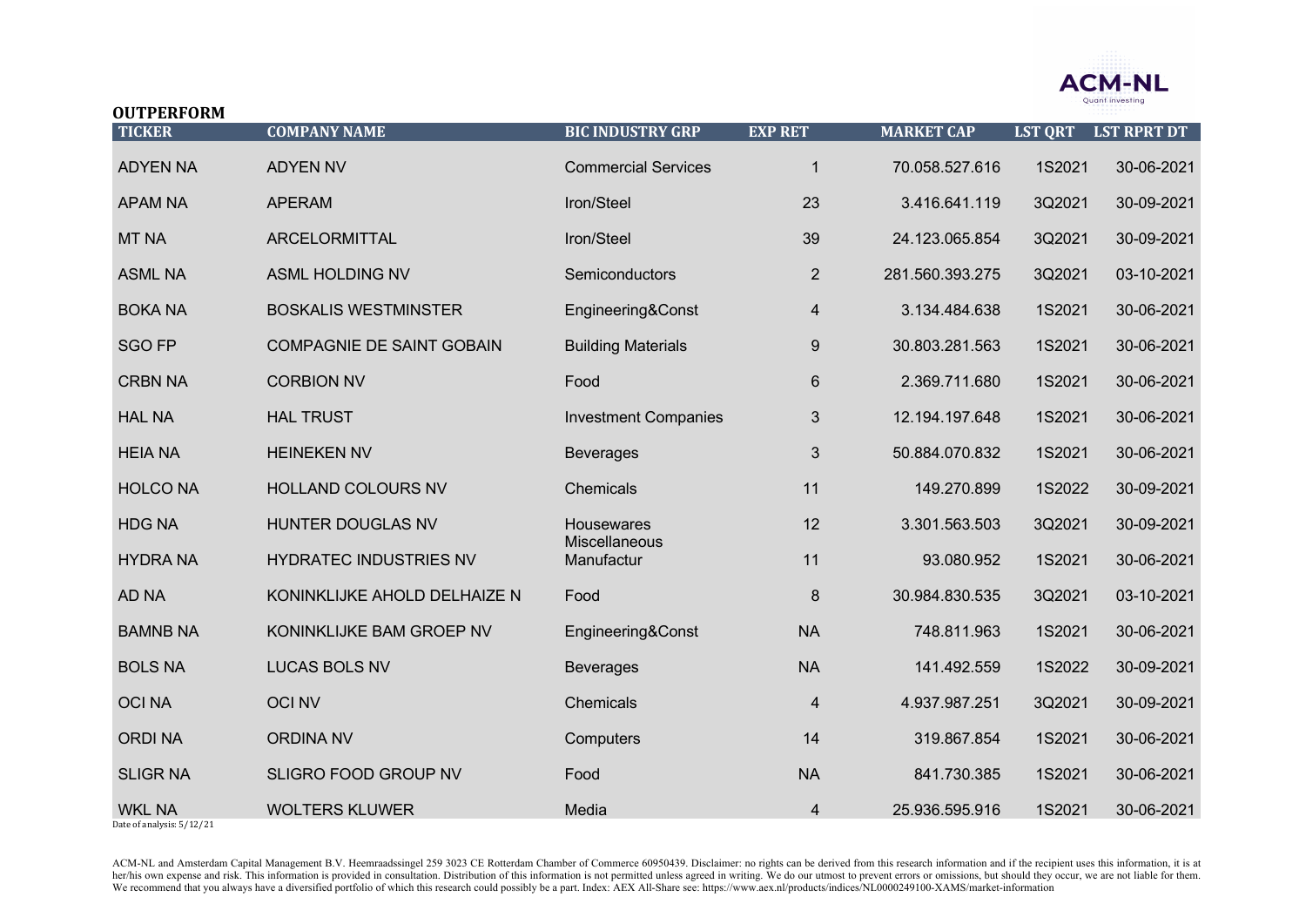ACM-NL
Quant investing

**OUTPERFORM**

| TICKER | COMPANY NAME | BIC INDUSTRY GRP | EXP RET | MARKET CAP | LST QRT | LST RPRT DT |
|---|---|---|---|---|---|---|
| ADYEN NA | ADYEN NV | Commercial Services | 1 | 70.058.527.616 | 1S2021 | 30-06-2021 |
| APAM NA | APERAM | Iron/Steel | 23 | 3.416.641.119 | 3Q2021 | 30-09-2021 |
| MT NA | ARCELORMITTAL | Iron/Steel | 39 | 24.123.065.854 | 3Q2021 | 30-09-2021 |
| ASML NA | ASML HOLDING NV | Semiconductors | 2 | 281.560.393.275 | 3Q2021 | 03-10-2021 |
| BOKA NA | BOSKALIS WESTMINSTER | Engineering&Const | 4 | 3.134.484.638 | 1S2021 | 30-06-2021 |
| SGO FP | COMPAGNIE DE SAINT GOBAIN | Building Materials | 9 | 30.803.281.563 | 1S2021 | 30-06-2021 |
| CRBN NA | CORBION NV | Food | 6 | 2.369.711.680 | 1S2021 | 30-06-2021 |
| HAL NA | HAL TRUST | Investment Companies | 3 | 12.194.197.648 | 1S2021 | 30-06-2021 |
| HEIA NA | HEINEKEN NV | Beverages | 3 | 50.884.070.832 | 1S2021 | 30-06-2021 |
| HOLCO NA | HOLLAND COLOURS NV | Chemicals | 11 | 149.270.899 | 1S2022 | 30-09-2021 |
| HDG NA | HUNTER DOUGLAS NV | Housewares | 12 | 3.301.563.503 | 3Q2021 | 30-09-2021 |
| HYDRA NA | HYDRATEC INDUSTRIES NV | Miscellaneous Manufactur | 11 | 93.080.952 | 1S2021 | 30-06-2021 |
| AD NA | KONINKLIJKE AHOLD DELHAIZE N | Food | 8 | 30.984.830.535 | 3Q2021 | 03-10-2021 |
| BAMNB NA | KONINKLIJKE BAM GROEP NV | Engineering&Const | NA | 748.811.963 | 1S2021 | 30-06-2021 |
| BOLS NA | LUCAS BOLS NV | Beverages | NA | 141.492.559 | 1S2022 | 30-09-2021 |
| OCI NA | OCI NV | Chemicals | 4 | 4.937.987.251 | 3Q2021 | 30-09-2021 |
| ORDI NA | ORDINA NV | Computers | 14 | 319.867.854 | 1S2021 | 30-06-2021 |
| SLIGR NA | SLIGRO FOOD GROUP NV | Food | NA | 841.730.385 | 1S2021 | 30-06-2021 |
| WKL NA | WOLTERS KLUWER | Media | 4 | 25.936.595.916 | 1S2021 | 30-06-2021 |

Date of analysis: 5/12/21

ACM-NL and Amsterdam Capital Management B.V. Heemraadssingel 259 3023 CE Rotterdam Chamber of Commerce 60950439. Disclaimer: no rights can be derived from this research information and if the recipient uses this information, it is at her/his own expense and risk. This information is provided in consultation. Distribution of this information is not permitted unless agreed in writing. We do our utmost to prevent errors or omissions, but should they occur, we are not liable for them. We recommend that you always have a diversified portfolio of which this research could possibly be a part. Index: AEX All-Share see: https://www.aex.nl/products/indices/NL0000249100-XAMS/market-information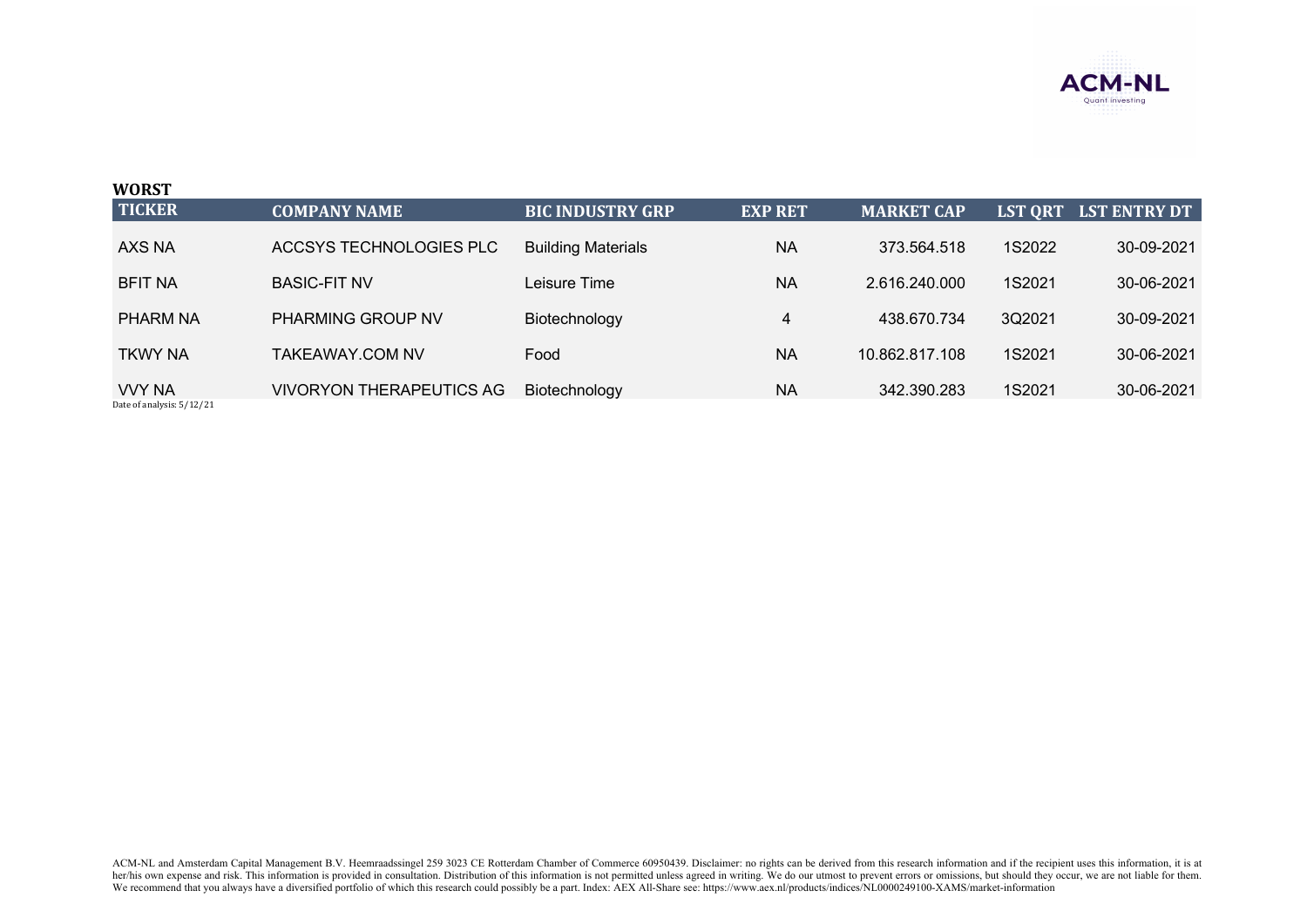## WORST

| TICKER | COMPANY NAME | BIC INDUSTRY GRP | EXP RET | MARKET CAP | LST QRT | LST ENTRY DT |
|---|---|---|---|---|---|---|
| AXS NA | ACCSYS TECHNOLOGIES PLC | Building Materials | NA | 373.564.518 | 1S2022 | 30-09-2021 |
| BFIT NA | BASIC-FIT NV | Leisure Time | NA | 2.616.240.000 | 1S2021 | 30-06-2021 |
| PHARM NA | PHARMING GROUP NV | Biotechnology | 4 | 438.670.734 | 3Q2021 | 30-09-2021 |
| TKWY NA | TAKEAWAY.COM NV | Food | NA | 10.862.817.108 | 1S2021 | 30-06-2021 |
| VVY NA | VIVORYON THERAPEUTICS AG | Biotechnology | NA | 342.390.283 | 1S2021 | 30-06-2021 |

Date of analysis: 5/12/21

ACM-NL and Amsterdam Capital Management B.V. Heemraadssingel 259 3023 CE Rotterdam Chamber of Commerce 60950439. Disclaimer: no rights can be derived from this research information and if the recipient uses this information, it is at her/his own expense and risk. This information is provided in consultation. Distribution of this information is not permitted unless agreed in writing. We do our utmost to prevent errors or omissions, but should they occur, we are not liable for them. We recommend that you always have a diversified portfolio of which this research could possibly be a part. Index: AEX All-Share see: https://www.aex.nl/products/indices/NL0000249100-XAMS/market-information